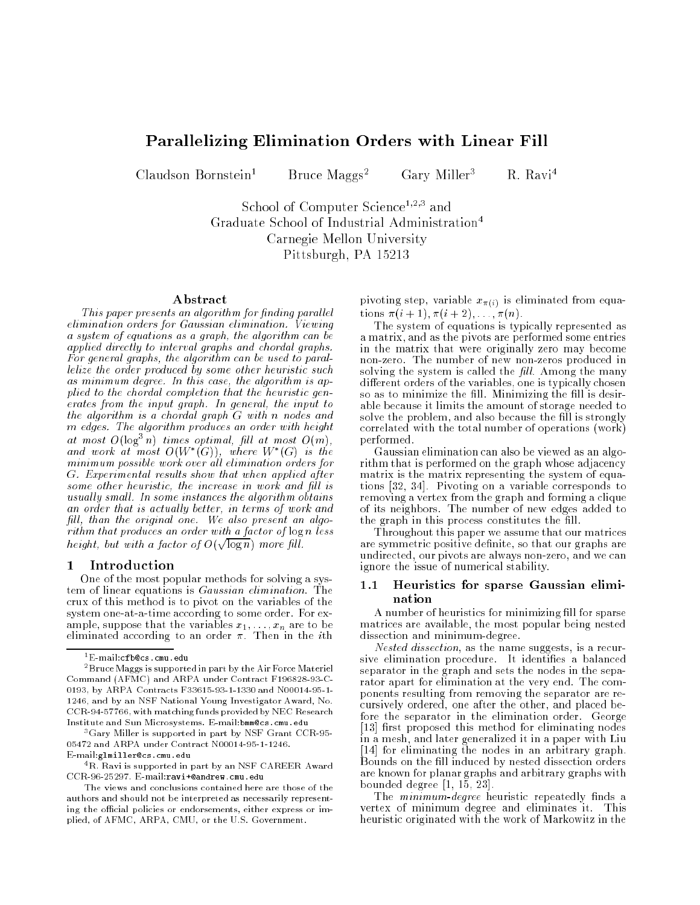# Parallelizing Elimination Orders with Linear Fill

Claudson Bornstein[1] Bruce Maggs[2] Gary Miller[3] R. Ravi[4]

School of Computer Science[1,2,3] and
Graduate School of Industrial Administration[4]
Carnegie Mellon University
Pittsburgh, PA 15213

## Abstract

*This paper presents an algorithm for finding parallel elimination orders for Gaussian elimination. Viewing a system of equations as a graph, the algorithm can be applied directly to interval graphs and chordal graphs. For general graphs, the algorithm can be used to parallelize the order produced by some other heuristic such as minimum degree. In this case, the algorithm is applied to the chordal completion that the heuristic generates from the input graph. In general, the input to the algorithm is a chordal graph $G$ with $n$ nodes and $m$ edges. The algorithm produces an order with height at most $O(\log^3 n)$ times optimal, fill at most $O(m)$, and work at most $O(W^*(G))$, where $W^*(G)$ is the minimum possible work over all elimination orders for $G$. Experimental results show that when applied after some other heuristic, the increase in work and fill is usually small. In some instances the algorithm obtains an order that is actually better, in terms of work and fill, than the original one. We also present an algorithm that produces an order with a factor of $\log n$ less height, but with a factor of $O(\sqrt{\log n})$ more fill.*

## 1 Introduction

One of the most popular methods for solving a system of linear equations is *Gaussian elimination*. The crux of this method is to pivot on the variables of the system one-at-a-time according to some order. For example, suppose that the variables $x_1, \ldots, x_n$ are to be eliminated according to an order $\pi$. Then in the $i$th pivoting step, variable $x_{\pi(i)}$ is eliminated from equations $\pi(i+1), \pi(i+2), \ldots, \pi(n)$.

The system of equations is typically represented as a matrix, and as the pivots are performed some entries in the matrix that were originally zero may become non-zero. The number of new non-zeros produced in solving the system is called the *fill*. Among the many different orders of the variables, one is typically chosen so as to minimize the fill. Minimizing the fill is desirable because it limits the amount of storage needed to solve the problem, and also because the fill is strongly correlated with the total number of operations (work) performed.

Gaussian elimination can also be viewed as an algorithm that is performed on the graph whose adjacency matrix is the matrix representing the system of equations [32, 34]. Pivoting on a variable corresponds to removing a vertex from the graph and forming a clique of its neighbors. The number of new edges added to the graph in this process constitutes the fill.

Throughout this paper we assume that our matrices are symmetric positive definite, so that our graphs are undirected, our pivots are always non-zero, and we can ignore the issue of numerical stability.

### 1.1 Heuristics for sparse Gaussian elimination

A number of heuristics for minimizing fill for sparse matrices are available, the most popular being nested dissection and minimum-degree.

*Nested dissection*, as the name suggests, is a recursive elimination procedure. It identifies a balanced separator in the graph and sets the nodes in the separator apart for elimination at the very end. The components resulting from removing the separator are recursively ordered, one after the other, and placed before the separator in the elimination order. George [13] first proposed this method for eliminating nodes in a mesh, and later generalized it in a paper with Liu [14] for eliminating the nodes in an arbitrary graph. Bounds on the fill induced by nested dissection orders are known for planar graphs and arbitrary graphs with bounded degree [1, 15, 23].

The *minimum-degree* heuristic repeatedly finds a vertex of minimum degree and eliminates it. This heuristic originated with the work of Markowitz in the

---

[1] E-mail:cfb@cs.cmu.edu

[2] Bruce Maggs is supported in part by the Air Force Materiel Command (AFMC) and ARPA under Contract F196828-93-C-0193, by ARPA Contracts F33615-93-1-1330 and N00014-95-1-1246, and by an NSF National Young Investigator Award, No. CCR-94-57766, with matching funds provided by NEC Research Institute and Sun Microsystems. E-mail:bmm@cs.cmu.edu

[3] Gary Miller is supported in part by NSF Grant CCR-95-05472 and ARPA under Contract N00014-95-1-1246. E-mail:glmiller@cs.cmu.edu

[4] R. Ravi is supported in part by an NSF CAREER Award CCR-96-25297. E-mail:ravi+@andrew.cmu.edu

The views and conclusions contained here are those of the authors and should not be interpreted as necessarily representing the official policies or endorsements, either express or implied, of AFMC, ARPA, CMU, or the U.S. Government.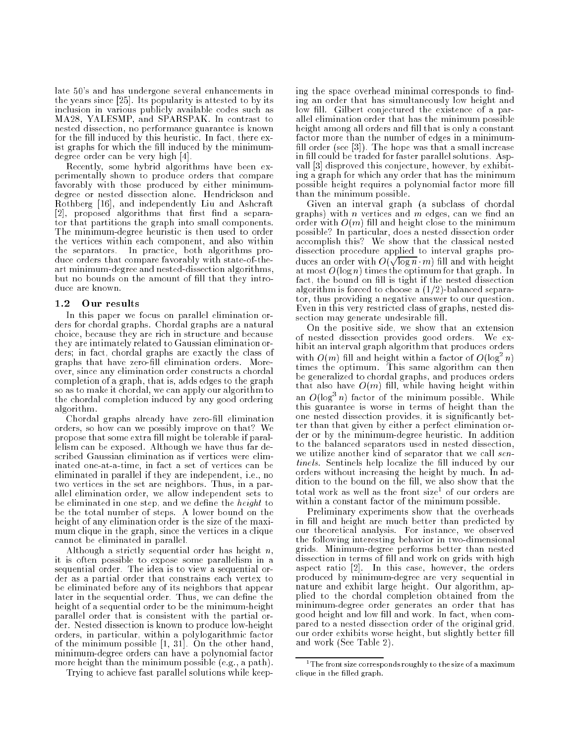late 50's and has undergone several enhancements in the years since [25]. Its popularity is attested to by its inclusion in various publicly available codes such as MA28, YALESMP, and SPARSPAK. In contrast to nested dissection, no performance guarantee is known for the fill induced by this heuristic. In fact, there exist graphs for which the fill induced by the minimum-degree order can be very high [4].

Recently, some hybrid algorithms have been experimentally shown to produce orders that compare favorably with those produced by either minimum-degree or nested dissection alone. Hendrickson and Rothberg [16], and independently Liu and Ashcraft [2], proposed algorithms that first find a separator that partitions the graph into small components. The minimum-degree heuristic is then used to order the vertices within each component, and also within the separators. In practice, both algorithms produce orders that compare favorably with state-of-the-art minimum-degree and nested-dissection algorithms, but no bounds on the amount of fill that they introduce are known.

### 1.2 Our results

In this paper we focus on parallel elimination orders for chordal graphs. Chordal graphs are a natural choice, because they are rich in structure and because they are intimately related to Gaussian elimination orders; in fact, chordal graphs are exactly the class of graphs that have zero-fill elimination orders. Moreover, since any elimination order constructs a chordal completion of a graph, that is, adds edges to the graph so as to make it chordal, we can apply our algorithm to the chordal completion induced by any good ordering algorithm.

Chordal graphs already have zero-fill elimination orders, so how can we possibly improve on that? We propose that some extra fill might be tolerable if parallelism can be exposed. Although we have thus far described Gaussian elimination as if vertices were eliminated one-at-a-time, in fact a set of vertices can be eliminated in parallel if they are independent, i.e., no two vertices in the set are neighbors. Thus, in a parallel elimination order, we allow independent sets to be eliminated in one step, and we define the *height* to be the total number of steps. A lower bound on the height of any elimination order is the size of the maximum clique in the graph, since the vertices in a clique cannot be eliminated in parallel.

Although a strictly sequential order has height $n$, it is often possible to expose some parallelism in a sequential order. The idea is to view a sequential order as a partial order that constrains each vertex to be eliminated before any of its neighbors that appear later in the sequential order. Thus, we can define the height of a sequential order to be the minimum-height parallel order that is consistent with the partial order. Nested dissection is known to produce low-height orders, in particular, within a polylogarithmic factor of the minimum possible [1, 31]. On the other hand, minimum-degree orders can have a polynomial factor more height than the minimum possible (e.g., a path).

Trying to achieve fast parallel solutions while keeping the space overhead minimal corresponds to finding an order that has simultaneously low height and low fill. Gilbert conjectured the existence of a parallel elimination order that has the minimum possible height among all orders and fill that is only a constant factor more than the number of edges in a minimum-fill order (see [3]). The hope was that a small increase in fill could be traded for faster parallel solutions. Aspvall [3] disproved this conjecture, however, by exhibiting a graph for which any order that has the minimum possible height requires a polynomial factor more fill than the minimum possible.

Given an interval graph (a subclass of chordal graphs) with $n$ vertices and $m$ edges, can we find an order with $O(m)$ fill and height close to the minimum possible? In particular, does a nested dissection order accomplish this? We show that the classical nested dissection procedure applied to interval graphs produces an order with $O(\sqrt{\log n} \cdot m)$ fill and with height at most $O(\log n)$ times the optimum for that graph. In fact, the bound on fill is tight if the nested dissection algorithm is forced to choose a $(1/2)$-balanced separator, thus providing a negative answer to our question. Even in this very restricted class of graphs, nested dissection may generate undesirable fill.

On the positive side, we show that an extension of nested dissection provides good orders. We exhibit an interval graph algorithm that produces orders with $O(m)$ fill and height within a factor of $O(\log^2 n)$ times the optimum. This same algorithm can then be generalized to chordal graphs, and produces orders that also have $O(m)$ fill, while having height within an $O(\log^3 n)$ factor of the minimum possible. While this guarantee is worse in terms of height than the one nested dissection provides, it is significantly better than that given by either a perfect elimination order or by the minimum-degree heuristic. In addition to the balanced separators used in nested dissection, we utilize another kind of separator that we call *sentinels*. Sentinels help localize the fill induced by our orders without increasing the height by much. In addition to the bound on the fill, we also show that the total work as well as the front size[1] of our orders are within a constant factor of the minimum possible.

Preliminary experiments show that the overheads in fill and height are much better than predicted by our theoretical analysis. For instance, we observed the following interesting behavior in two-dimensional grids. Minimum-degree performs better than nested dissection in terms of fill and work on grids with high aspect ratio [2]. In this case, however, the orders produced by minimum-degree are very sequential in nature and exhibit large height. Our algorithm, applied to the chordal completion obtained from the minimum-degree order generates an order that has good height and low fill and work. In fact, when compared to a nested dissection order of the original grid, our order exhibits worse height, but slightly better fill and work (See Table 2).

[1] The front size corresponds roughly to the size of a maximum clique in the filled graph.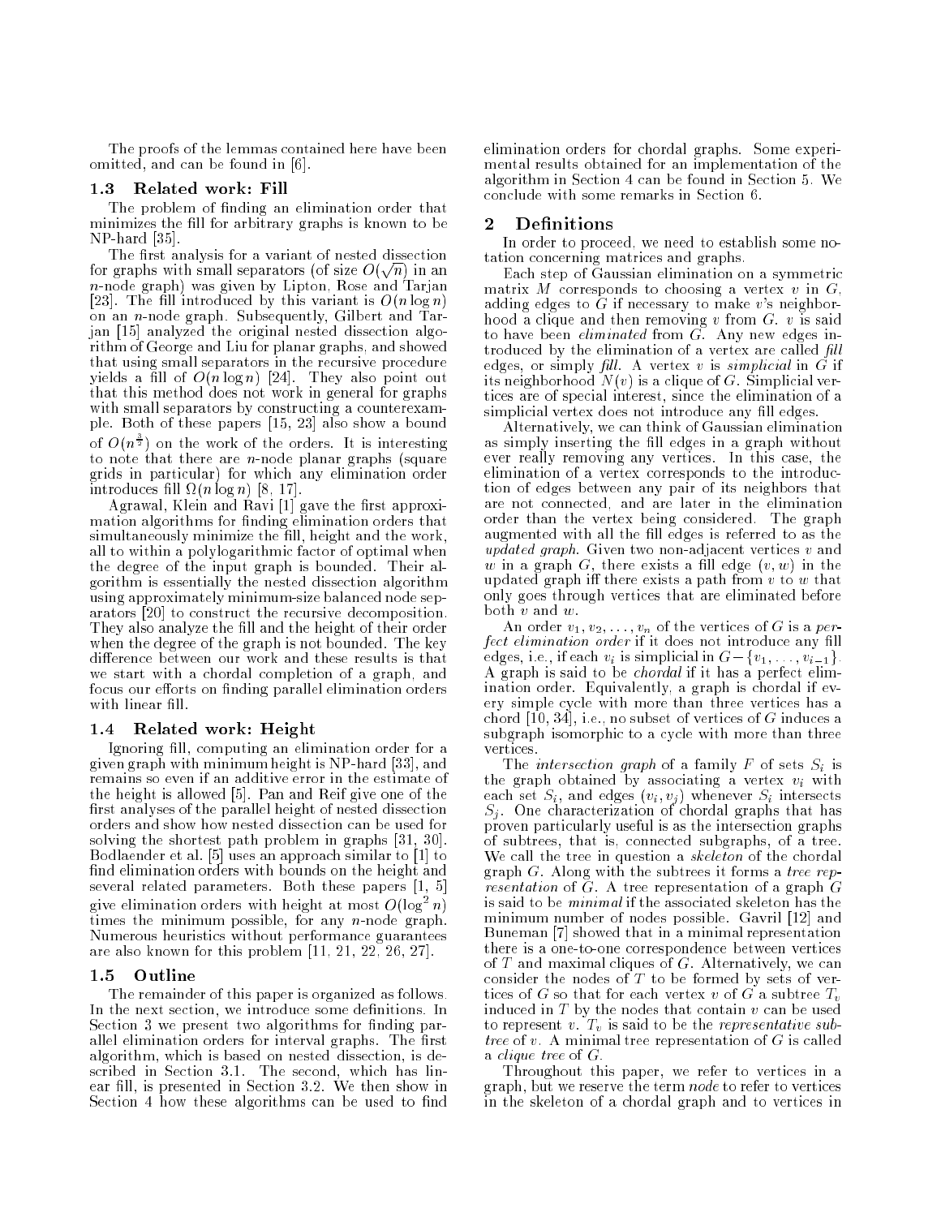The proofs of the lemmas contained here have been omitted, and can be found in [6].

### 1.3 Related work: Fill

The problem of finding an elimination order that minimizes the fill for arbitrary graphs is known to be NP-hard [35].

The first analysis for a variant of nested dissection for graphs with small separators (of size $O(\sqrt{n})$ in an $n$-node graph) was given by Lipton, Rose and Tarjan [23]. The fill introduced by this variant is $O(n \log n)$ on an $n$-node graph. Subsequently, Gilbert and Tarjan [15] analyzed the original nested dissection algorithm of George and Liu for planar graphs, and showed that using small separators in the recursive procedure yields a fill of $O(n \log n)$ [24]. They also point out that this method does not work in general for graphs with small separators by constructing a counterexample. Both of these papers [15, 23] also show a bound of $O(n^{\frac{3}{2}})$ on the work of the orders. It is interesting to note that there are $n$-node planar graphs (square grids in particular) for which any elimination order introduces fill $\Omega(n \log n)$ [8, 17].

Agrawal, Klein and Ravi [1] gave the first approximation algorithms for finding elimination orders that simultaneously minimize the fill, height and the work, all to within a polylogarithmic factor of optimal when the degree of the input graph is bounded. Their algorithm is essentially the nested dissection algorithm using approximately minimum-size balanced node separators [20] to construct the recursive decomposition. They also analyze the fill and the height of their order when the degree of the graph is not bounded. The key difference between our work and these results is that we start with a chordal completion of a graph, and focus our efforts on finding parallel elimination orders with linear fill.

### 1.4 Related work: Height

Ignoring fill, computing an elimination order for a given graph with minimum height is NP-hard [33], and remains so even if an additive error in the estimate of the height is allowed [5]. Pan and Reif give one of the first analyses of the parallel height of nested dissection orders and show how nested dissection can be used for solving the shortest path problem in graphs [31, 30]. Bodlaender et al. [5] uses an approach similar to [1] to find elimination orders with bounds on the height and several related parameters. Both these papers [1, 5] give elimination orders with height at most $O(\log^2 n)$ times the minimum possible, for any $n$-node graph. Numerous heuristics without performance guarantees are also known for this problem [11, 21, 22, 26, 27].

### 1.5 Outline

The remainder of this paper is organized as follows. In the next section, we introduce some definitions. In Section 3 we present two algorithms for finding parallel elimination orders for interval graphs. The first algorithm, which is based on nested dissection, is described in Section 3.1. The second, which has linear fill, is presented in Section 3.2. We then show in Section 4 how these algorithms can be used to find elimination orders for chordal graphs. Some experimental results obtained for an implementation of the algorithm in Section 4 can be found in Section 5. We conclude with some remarks in Section 6.

## 2 Definitions

In order to proceed, we need to establish some notation concerning matrices and graphs.

Each step of Gaussian elimination on a symmetric matrix $M$ corresponds to choosing a vertex $v$ in $G$, adding edges to $G$ if necessary to make $v$'s neighborhood a clique and then removing $v$ from $G$. $v$ is said to have been *eliminated* from $G$. Any new edges introduced by the elimination of a vertex are called *fill* edges, or simply *fill*. A vertex $v$ is *simplicial* in $G$ if its neighborhood $N(v)$ is a clique of $G$. Simplicial vertices are of special interest, since the elimination of a simplicial vertex does not introduce any fill edges.

Alternatively, we can think of Gaussian elimination as simply inserting the fill edges in a graph without ever really removing any vertices. In this case, the elimination of a vertex corresponds to the introduction of edges between any pair of its neighbors that are not connected, and are later in the elimination order than the vertex being considered. The graph augmented with all the fill edges is referred to as the *updated graph*. Given two non-adjacent vertices $v$ and $w$ in a graph $G$, there exists a fill edge $(v, w)$ in the updated graph iff there exists a path from $v$ to $w$ that only goes through vertices that are eliminated before both $v$ and $w$.

An order $v_1, v_2, \ldots, v_n$ of the vertices of $G$ is a *perfect elimination order* if it does not introduce any fill edges, i.e., if each $v_i$ is simplicial in $G - \{v_1, \ldots, v_{i-1}\}$. A graph is said to be *chordal* if it has a perfect elimination order. Equivalently, a graph is chordal if every simple cycle with more than three vertices has a chord [10, 34], i.e., no subset of vertices of $G$ induces a subgraph isomorphic to a cycle with more than three vertices.

The *intersection graph* of a family $F$ of sets $S_i$ is the graph obtained by associating a vertex $v_i$ with each set $S_i$, and edges $(v_i, v_j)$ whenever $S_i$ intersects $S_j$. One characterization of chordal graphs that has proven particularly useful is as the intersection graphs of subtrees, that is, connected subgraphs, of a tree. We call the tree in question a *skeleton* of the chordal graph $G$. Along with the subtrees it forms a *tree representation* of $G$. A tree representation of a graph $G$ is said to be *minimal* if the associated skeleton has the minimum number of nodes possible. Gavril [12] and Buneman [7] showed that in a minimal representation there is a one-to-one correspondence between vertices of $T$ and maximal cliques of $G$. Alternatively, we can consider the nodes of $T$ to be formed by sets of vertices of $G$ so that for each vertex $v$ of $G$ a subtree $T_v$ induced in $T$ by the nodes that contain $v$ can be used to represent $v$. $T_v$ is said to be the *representative subtree* of $v$. A minimal tree representation of $G$ is called a *clique tree* of $G$.

Throughout this paper, we refer to vertices in a graph, but we reserve the term *node* to refer to vertices in the skeleton of a chordal graph and to vertices in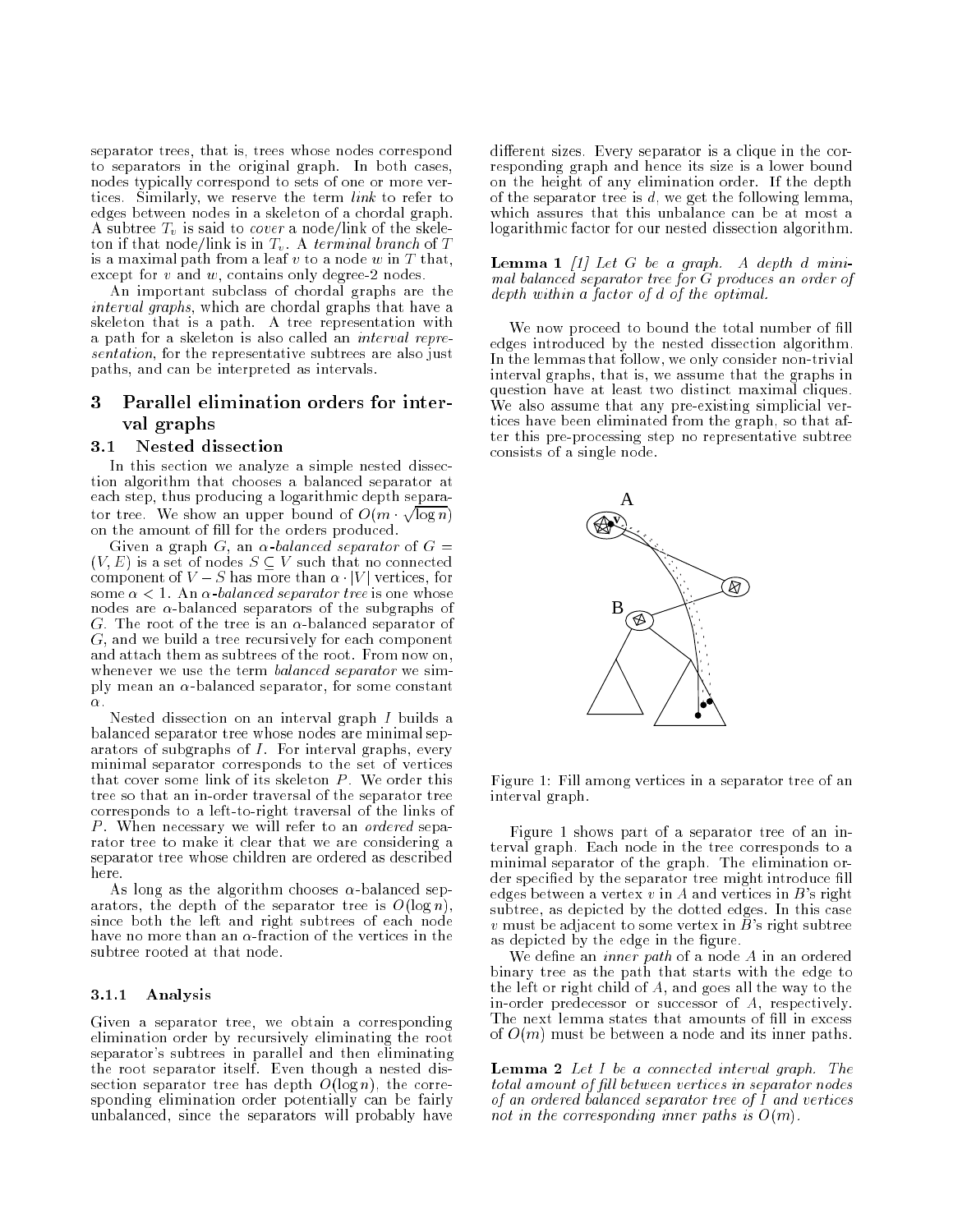separator trees, that is, trees whose nodes correspond to separators in the original graph. In both cases, nodes typically correspond to sets of one or more vertices. Similarly, we reserve the term *link* to refer to edges between nodes in a skeleton of a chordal graph. A subtree $T_v$ is said to *cover* a node/link of the skeleton if that node/link is in $T_v$. A *terminal branch* of $T$ is a maximal path from a leaf $v$ to a node $w$ in $T$ that, except for $v$ and $w$, contains only degree-2 nodes.

An important subclass of chordal graphs are the *interval graphs*, which are chordal graphs that have a skeleton that is a path. A tree representation with a path for a skeleton is also called an *interval representation*, for the representative subtrees are also just paths, and can be interpreted as intervals.

## 3 Parallel elimination orders for interval graphs

### 3.1 Nested dissection

In this section we analyze a simple nested dissection algorithm that chooses a balanced separator at each step, thus producing a logarithmic depth separator tree. We show an upper bound of $O(m \cdot \sqrt{\log n})$ on the amount of fill for the orders produced.

Given a graph $G$, an *$\alpha$-balanced separator* of $G = (V, E)$ is a set of nodes $S \subseteq V$ such that no connected component of $V - S$ has more than $\alpha \cdot |V|$ vertices, for some $\alpha < 1$. An *$\alpha$-balanced separator tree* is one whose nodes are $\alpha$-balanced separators of the subgraphs of $G$. The root of the tree is an $\alpha$-balanced separator of $G$, and we build a tree recursively for each component and attach them as subtrees of the root. From now on, whenever we use the term *balanced separator* we simply mean an $\alpha$-balanced separator, for some constant $\alpha$.

Nested dissection on an interval graph $I$ builds a balanced separator tree whose nodes are minimal separators of subgraphs of $I$. For interval graphs, every minimal separator corresponds to the set of vertices that cover some link of its skeleton $P$. We order this tree so that an in-order traversal of the separator tree corresponds to a left-to-right traversal of the links of $P$. When necessary we will refer to an *ordered* separator tree to make it clear that we are considering a separator tree whose children are ordered as described here.

As long as the algorithm chooses $\alpha$-balanced separators, the depth of the separator tree is $O(\log n)$, since both the left and right subtrees of each node have no more than an $\alpha$-fraction of the vertices in the subtree rooted at that node.

#### 3.1.1 Analysis

Given a separator tree, we obtain a corresponding elimination order by recursively eliminating the root separator's subtrees in parallel and then eliminating the root separator itself. Even though a nested dissection separator tree has depth $O(\log n)$, the corresponding elimination order potentially can be fairly unbalanced, since the separators will probably have different sizes. Every separator is a clique in the corresponding graph and hence its size is a lower bound on the height of any elimination order. If the depth of the separator tree is $d$, we get the following lemma, which assures that this unbalance can be at most a logarithmic factor for our nested dissection algorithm.

**Lemma 1** *[1] Let $G$ be a graph. A depth $d$ minimal balanced separator tree for $G$ produces an order of depth within a factor of $d$ of the optimal.*

We now proceed to bound the total number of fill edges introduced by the nested dissection algorithm. In the lemmas that follow, we only consider non-trivial interval graphs, that is, we assume that the graphs in question have at least two distinct maximal cliques. We also assume that any pre-existing simplicial vertices have been eliminated from the graph, so that after this pre-processing step no representative subtree consists of a single node.

Figure 1: Fill among vertices in a separator tree of an interval graph.

Figure 1 shows part of a separator tree of an interval graph. Each node in the tree corresponds to a minimal separator of the graph. The elimination order specified by the separator tree might introduce fill edges between a vertex $v$ in $A$ and vertices in $B$'s right subtree, as depicted by the dotted edges. In this case $v$ must be adjacent to some vertex in $B$'s right subtree as depicted by the edge in the figure.

We define an *inner path* of a node $A$ in an ordered binary tree as the path that starts with the edge to the left or right child of $A$, and goes all the way to the in-order predecessor or successor of $A$, respectively. The next lemma states that amounts of fill in excess of $O(m)$ must be between a node and its inner paths.

**Lemma 2** *Let $I$ be a connected interval graph. The total amount of fill between vertices in separator nodes of an ordered balanced separator tree of $I$ and vertices not in the corresponding inner paths is $O(m)$.*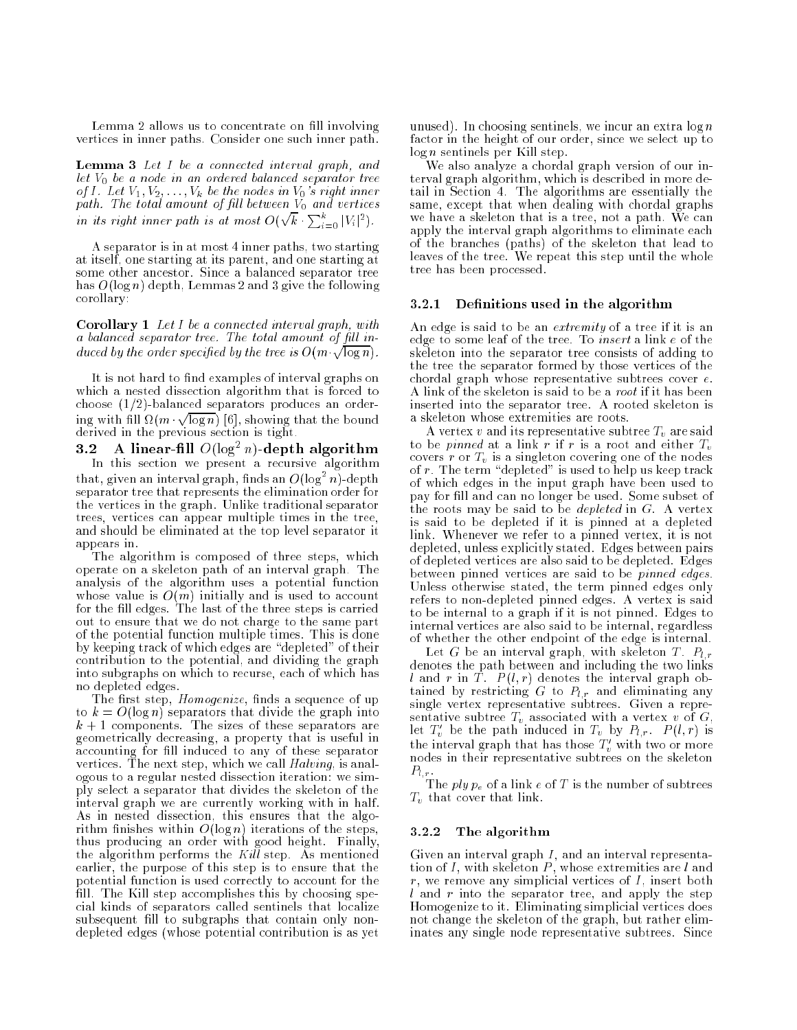Lemma 2 allows us to concentrate on fill involving vertices in inner paths. Consider one such inner path.

**Lemma 3** *Let $I$ be a connected interval graph, and let $V_0$ be a node in an ordered balanced separator tree of $I$. Let $V_1, V_2, \ldots, V_k$ be the nodes in $V_0$'s right inner path. The total amount of fill between $V_0$ and vertices in its right inner path is at most $O(\sqrt{k} \cdot \sum_{i=0}^{k} |V_i|^2)$.*

A separator is in at most 4 inner paths, two starting at itself, one starting at its parent, and one starting at some other ancestor. Since a balanced separator tree has $O(\log n)$ depth, Lemmas 2 and 3 give the following corollary:

**Corollary 1** *Let $I$ be a connected interval graph, with a balanced separator tree. The total amount of fill induced by the order specified by the tree is $O(m \cdot \sqrt{\log n})$.*

It is not hard to find examples of interval graphs on which a nested dissection algorithm that is forced to choose $(1/2)$-balanced separators produces an ordering with fill $\Omega(m \cdot \sqrt{\log n})$ [6], showing that the bound derived in the previous section is tight.

### 3.2 A linear-fill $O(\log^2 n)$-depth algorithm

In this section we present a recursive algorithm that, given an interval graph, finds an $O(\log^2 n)$-depth separator tree that represents the elimination order for the vertices in the graph. Unlike traditional separator trees, vertices can appear multiple times in the tree, and should be eliminated at the top level separator it appears in.

The algorithm is composed of three steps, which operate on a skeleton path of an interval graph. The analysis of the algorithm uses a potential function whose value is $O(m)$ initially and is used to account for the fill edges. The last of the three steps is carried out to ensure that we do not charge to the same part of the potential function multiple times. This is done by keeping track of which edges are "depleted" of their contribution to the potential, and dividing the graph into subgraphs on which to recurse, each of which has no depleted edges.

The first step, *Homogenize*, finds a sequence of up to $k = O(\log n)$ separators that divide the graph into $k+1$ components. The sizes of these separators are geometrically decreasing, a property that is useful in accounting for fill induced to any of these separator vertices. The next step, which we call *Halving*, is analogous to a regular nested dissection iteration: we simply select a separator that divides the skeleton of the interval graph we are currently working with in half. As in nested dissection, this ensures that the algorithm finishes within $O(\log n)$ iterations of the steps, thus producing an order with good height. Finally, the algorithm performs the *Kill* step. As mentioned earlier, the purpose of this step is to ensure that the potential function is used correctly to account for the fill. The Kill step accomplishes this by choosing special kinds of separators called sentinels that localize subsequent fill to subgraphs that contain only non-depleted edges (whose potential contribution is as yet unused). In choosing sentinels, we incur an extra $\log n$ factor in the height of our order, since we select up to $\log n$ sentinels per Kill step.

We also analyze a chordal graph version of our interval graph algorithm, which is described in more detail in Section 4. The algorithms are essentially the same, except that when dealing with chordal graphs we have a skeleton that is a tree, not a path. We can apply the interval graph algorithms to eliminate each of the branches (paths) of the skeleton that lead to leaves of the tree. We repeat this step until the whole tree has been processed.

#### 3.2.1 Definitions used in the algorithm

An edge is said to be an *extremity* of a tree if it is an edge to some leaf of the tree. To *insert* a link $e$ of the skeleton into the separator tree consists of adding to the tree the separator formed by those vertices of the chordal graph whose representative subtrees cover $e$. A link of the skeleton is said to be a *root* if it has been inserted into the separator tree. A rooted skeleton is a skeleton whose extremities are roots.

A vertex $v$ and its representative subtree $T_v$ are said to be *pinned* at a link $r$ if $r$ is a root and either $T_v$ covers $r$ or $T_v$ is a singleton covering one of the nodes of $r$. The term "depleted" is used to help us keep track of which edges in the input graph have been used to pay for fill and can no longer be used. Some subset of the roots may be said to be *depleted* in $G$. A vertex is said to be depleted if it is pinned at a depleted link. Whenever we refer to a pinned vertex, it is not depleted, unless explicitly stated. Edges between pairs of depleted vertices are also said to be depleted. Edges between pinned vertices are said to be *pinned edges*. Unless otherwise stated, the term pinned edges only refers to non-depleted pinned edges. A vertex is said to be internal to a graph if it is not pinned. Edges to internal vertices are also said to be internal, regardless of whether the other endpoint of the edge is internal.

Let $G$ be an interval graph, with skeleton $T$. $P_{l,r}$ denotes the path between and including the two links $l$ and $r$ in $T$. $P(l, r)$ denotes the interval graph obtained by restricting $G$ to $P_{l,r}$ and eliminating any single vertex representative subtrees. Given a representative subtree $T_v$ associated with a vertex $v$ of $G$, let $T'_v$ be the path induced in $T_v$ by $P_{l,r}$. $P(l, r)$ is the interval graph that has those $T'_v$ with two or more nodes in their representative subtrees on the skeleton $P_{l,r}$.

The *ply* $p_e$ of a link $e$ of $T$ is the number of subtrees $T_v$ that cover that link.

#### 3.2.2 The algorithm

Given an interval graph $I$, and an interval representation of $I$, with skeleton $P$, whose extremities are $l$ and $r$, we remove any simplicial vertices of $I$, insert both $l$ and $r$ into the separator tree, and apply the step Homogenize to it. Eliminating simplicial vertices does not change the skeleton of the graph, but rather eliminates any single node representative subtrees. Since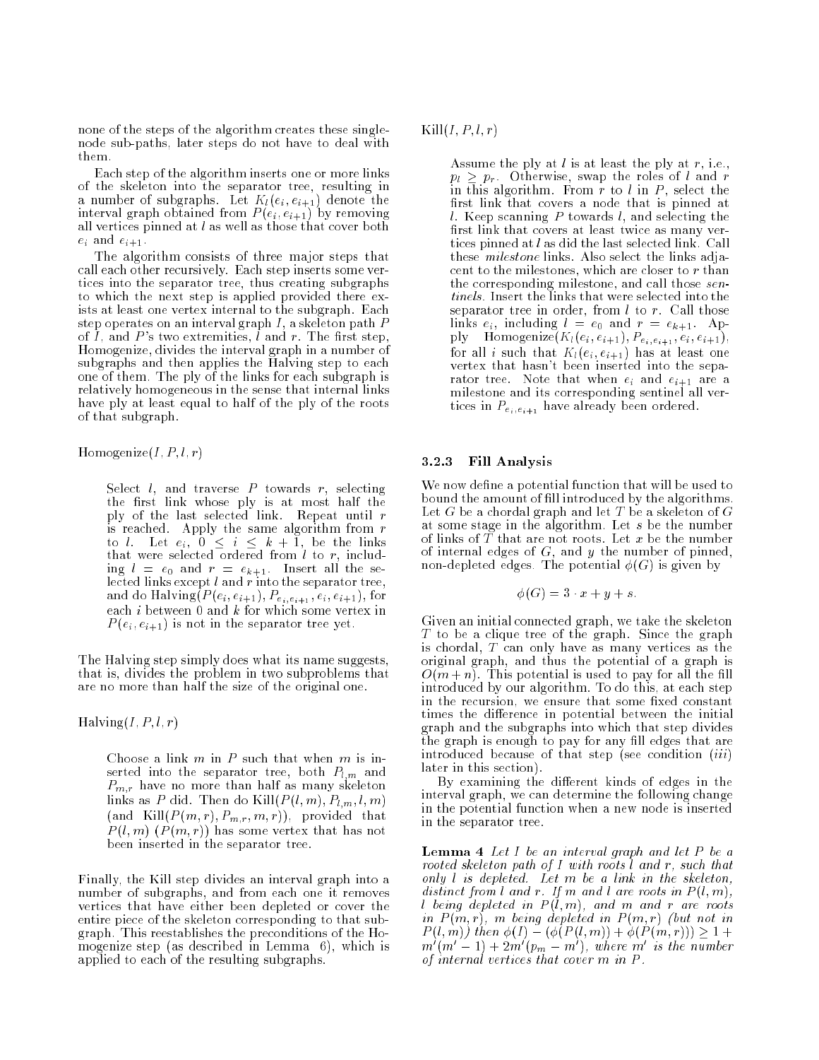none of the steps of the algorithm creates these single-node sub-paths, later steps do not have to deal with them.

Each step of the algorithm inserts one or more links of the skeleton into the separator tree, resulting in a number of subgraphs. Let $K_l(e_i, e_{i+1})$ denote the interval graph obtained from $P(e_i, e_{i+1})$ by removing all vertices pinned at $l$ as well as those that cover both $e_i$ and $e_{i+1}$.

The algorithm consists of three major steps that call each other recursively. Each step inserts some vertices into the separator tree, thus creating subgraphs to which the next step is applied provided there exists at least one vertex internal to the subgraph. Each step operates on an interval graph $I$, a skeleton path $P$ of $I$, and $P$'s two extremities, $l$ and $r$. The first step, Homogenize, divides the interval graph in a number of subgraphs and then applies the Halving step to each one of them. The ply of the links for each subgraph is relatively homogeneous in the sense that internal links have ply at least equal to half of the ply of the roots of that subgraph.

Homogenize$(I, P, l, r)$

> Select $l$, and traverse $P$ towards $r$, selecting the first link whose ply is at most half the ply of the last selected link. Repeat until $r$ is reached. Apply the same algorithm from $r$ to $l$. Let $e_i$, $0 \leq i \leq k+1$, be the links that were selected ordered from $l$ to $r$, including $l = e_0$ and $r = e_{k+1}$. Insert all the selected links except $l$ and $r$ into the separator tree, and do Halving$(P(e_i, e_{i+1}), P_{e_i, e_{i+1}}, e_i, e_{i+1})$, for each $i$ between 0 and $k$ for which some vertex in $P(e_i, e_{i+1})$ is not in the separator tree yet.

The Halving step simply does what its name suggests, that is, divides the problem in two subproblems that are no more than half the size of the original one.

Halving$(I, P, l, r)$

> Choose a link $m$ in $P$ such that when $m$ is inserted into the separator tree, both $P_{l,m}$ and $P_{m,r}$ have no more than half as many skeleton links as $P$ did. Then do Kill$(P(l, m), P_{l,m}, l, m)$ (and Kill$(P(m, r), P_{m,r}, m, r)$), provided that $P(l, m)$ ($P(m, r)$) has some vertex that has not been inserted in the separator tree.

Finally, the Kill step divides an interval graph into a number of subgraphs, and from each one it removes vertices that have either been depleted or cover the entire piece of the skeleton corresponding to that subgraph. This reestablishes the preconditions of the Homogenize step (as described in Lemma 6), which is applied to each of the resulting subgraphs.

Kill$(I, P, l, r)$

> Assume the ply at $l$ is at least the ply at $r$, i.e., $p_l \geq p_r$. Otherwise, swap the roles of $l$ and $r$ in this algorithm. From $r$ to $l$ in $P$, select the first link that covers a node that is pinned at $l$. Keep scanning $P$ towards $l$, and selecting the first link that covers at least twice as many vertices pinned at $l$ as did the last selected link. Call these *milestone* links. Also select the links adjacent to the milestones, which are closer to $r$ than the corresponding milestone, and call those *sentinels*. Insert the links that were selected into the separator tree in order, from $l$ to $r$. Call those links $e_i$, including $l = e_0$ and $r = e_{k+1}$. Apply Homogenize$(K_l(e_i, e_{i+1}), P_{e_i, e_{i+1}}, e_i, e_{i+1})$, for all $i$ such that $K_l(e_i, e_{i+1})$ has at least one vertex that hasn't been inserted into the separator tree. Note that when $e_i$ and $e_{i+1}$ are a milestone and its corresponding sentinel all vertices in $P_{e_i, e_{i+1}}$ have already been ordered.

### 3.2.3 Fill Analysis

We now define a potential function that will be used to bound the amount of fill introduced by the algorithms. Let $G$ be a chordal graph and let $T$ be a skeleton of $G$ at some stage in the algorithm. Let $s$ be the number of links of $T$ that are not roots. Let $x$ be the number of internal edges of $G$, and $y$ the number of pinned, non-depleted edges. The potential $\phi(G)$ is given by

$$\phi(G) = 3 \cdot x + y + s.$$

Given an initial connected graph, we take the skeleton $T$ to be a clique tree of the graph. Since the graph is chordal, $T$ can only have as many vertices as the original graph, and thus the potential of a graph is $O(m+n)$. This potential is used to pay for all the fill introduced by our algorithm. To do this, at each step in the recursion, we ensure that some fixed constant times the difference in potential between the initial graph and the subgraphs into which that step divides the graph is enough to pay for any fill edges that are introduced because of that step (see condition (*iii*) later in this section).

By examining the different kinds of edges in the interval graph, we can determine the following change in the potential function when a new node is inserted in the separator tree.

**Lemma 4** *Let $I$ be an interval graph and let $P$ be a rooted skeleton path of $I$ with roots $l$ and $r$, such that only $l$ is depleted. Let $m$ be a link in the skeleton, distinct from $l$ and $r$. If $m$ and $l$ are roots in $P(l, m)$, $l$ being depleted in $P(l, m)$, and $m$ and $r$ are roots in $P(m, r)$, $m$ being depleted in $P(m, r)$ (but not in $P(l, m)$) then $\phi(I) - (\phi(P(l, m)) + \phi(P(m, r))) \geq 1 + m'(m'-1) + 2m'(p_m - m')$, where $m'$ is the number of internal vertices that cover $m$ in $P$.*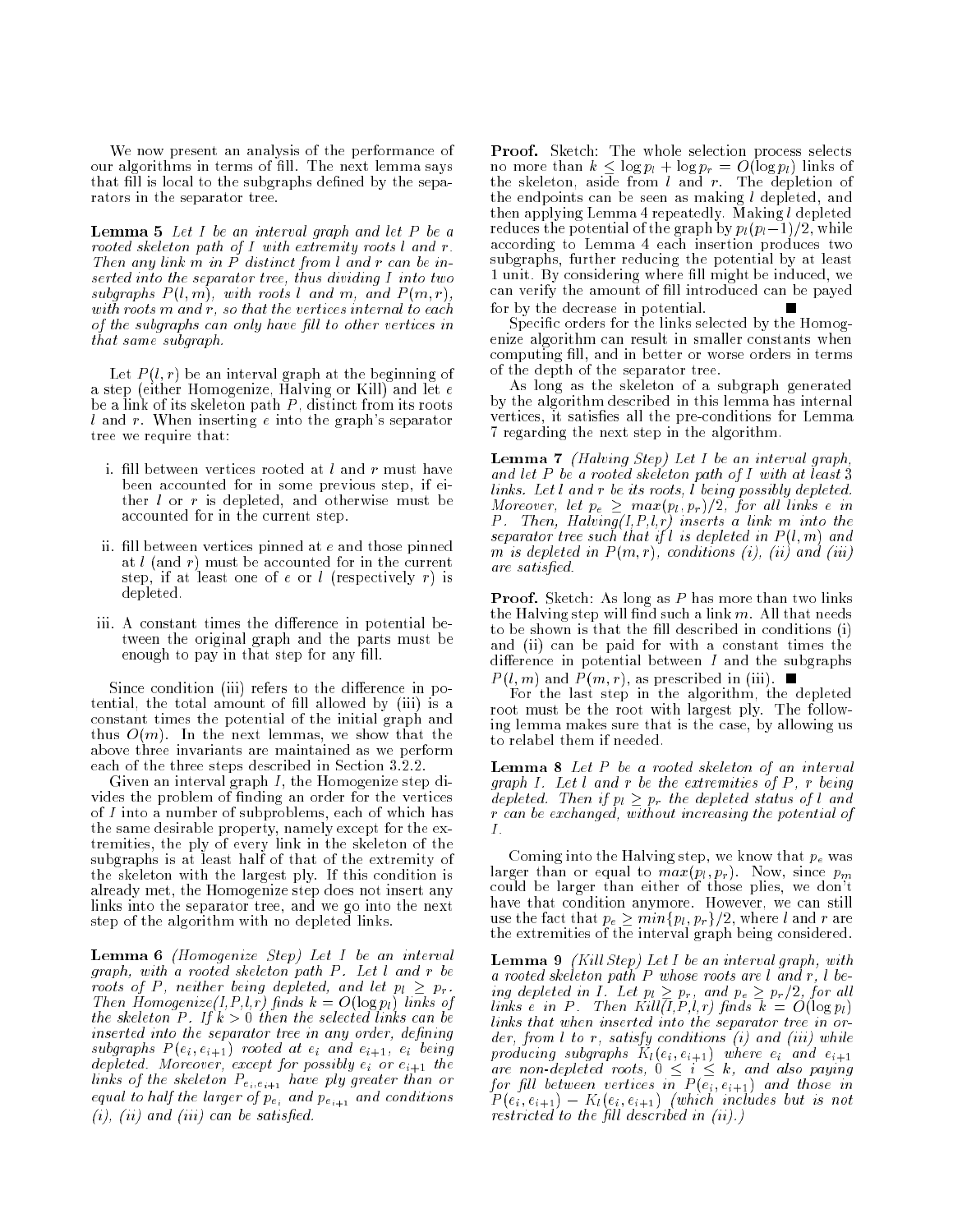We now present an analysis of the performance of our algorithms in terms of fill. The next lemma says that fill is local to the subgraphs defined by the separators in the separator tree.

**Lemma 5** *Let $I$ be an interval graph and let $P$ be a rooted skeleton path of $I$ with extremity roots $l$ and $r$. Then any link $m$ in $P$ distinct from $l$ and $r$ can be inserted into the separator tree, thus dividing $I$ into two subgraphs $P(l,m)$, with roots $l$ and $m$, and $P(m,r)$, with roots $m$ and $r$, so that the vertices internal to each of the subgraphs can only have fill to other vertices in that same subgraph.*

Let $P(l,r)$ be an interval graph at the beginning of a step (either Homogenize, Halving or Kill) and let $e$ be a link of its skeleton path $P$, distinct from its roots $l$ and $r$. When inserting $e$ into the graph's separator tree we require that:

i. fill between vertices rooted at $l$ and $r$ must have been accounted for in some previous step, if either $l$ or $r$ is depleted, and otherwise must be accounted for in the current step.

ii. fill between vertices pinned at $e$ and those pinned at $l$ (and $r$) must be accounted for in the current step, if at least one of $e$ or $l$ (respectively $r$) is depleted.

iii. A constant times the difference in potential between the original graph and the parts must be enough to pay in that step for any fill.

Since condition (iii) refers to the difference in potential, the total amount of fill allowed by (iii) is a constant times the potential of the initial graph and thus $O(m)$. In the next lemmas, we show that the above three invariants are maintained as we perform each of the three steps described in Section 3.2.2.

Given an interval graph $I$, the Homogenize step divides the problem of finding an order for the vertices of $I$ into a number of subproblems, each of which has the same desirable property, namely except for the extremities, the ply of every link in the skeleton of the subgraphs is at least half of that of the extremity of the skeleton with the largest ply. If this condition is already met, the Homogenize step does not insert any links into the separator tree, and we go into the next step of the algorithm with no depleted links.

**Lemma 6** *(Homogenize Step) Let $I$ be an interval graph, with a rooted skeleton path $P$. Let $l$ and $r$ be roots of $P$, neither being depleted, and let $p_l \geq p_r$. Then Homogenize($I$,$P$,$l$,$r$) finds $k = O(\log p_l)$ links of the skeleton $P$. If $k > 0$ then the selected links can be inserted into the separator tree in any order, defining subgraphs $P(e_i, e_{i+1})$ rooted at $e_i$ and $e_{i+1}$, $e_i$ being depleted. Moreover, except for possibly $e_i$ or $e_{i+1}$ the links of the skeleton $P_{e_i,e_{i+1}}$ have ply greater than or equal to half the larger of $p_{e_i}$ and $p_{e_{i+1}}$ and conditions (i), (ii) and (iii) can be satisfied.*

**Proof.** Sketch: The whole selection process selects no more than $k \leq \log p_l + \log p_r = O(\log p_l)$ links of the skeleton, aside from $l$ and $r$. The depletion of the endpoints can be seen as making $l$ depleted, and then applying Lemma 4 repeatedly. Making $l$ depleted reduces the potential of the graph by $p_l(p_l-1)/2$, while according to Lemma 4 each insertion produces two subgraphs, further reducing the potential by at least 1 unit. By considering where fill might be induced, we can verify the amount of fill introduced can be payed for by the decrease in potential. ∎

Specific orders for the links selected by the Homogenize algorithm can result in smaller constants when computing fill, and in better or worse orders in terms of the depth of the separator tree.

As long as the skeleton of a subgraph generated by the algorithm described in this lemma has internal vertices, it satisfies all the pre-conditions for Lemma 7 regarding the next step in the algorithm.

**Lemma 7** *(Halving Step) Let $I$ be an interval graph, and let $P$ be a rooted skeleton path of $I$ with at least 3 links. Let $l$ and $r$ be its roots, $l$ being possibly depleted. Moreover, let $p_e \geq max(p_l, p_r)/2$, for all links $e$ in $P$. Then, Halving($I$,$P$,$l$,$r$) inserts a link $m$ into the separator tree such that if $l$ is depleted in $P(l,m)$ and $m$ is depleted in $P(m,r)$, conditions (i), (ii) and (iii) are satisfied.*

**Proof.** Sketch: As long as $P$ has more than two links the Halving step will find such a link $m$. All that needs to be shown is that the fill described in conditions (i) and (ii) can be paid for with a constant times the difference in potential between $I$ and the subgraphs $P(l,m)$ and $P(m,r)$, as prescribed in (iii). ∎

For the last step in the algorithm, the depleted root must be the root with largest ply. The following lemma makes sure that is the case, by allowing us to relabel them if needed.

**Lemma 8** *Let $P$ be a rooted skeleton of an interval graph $I$. Let $l$ and $r$ be the extremities of $P$, $r$ being depleted. Then if $p_l \geq p_r$ the depleted status of $l$ and $r$ can be exchanged, without increasing the potential of $I$.*

Coming into the Halving step, we know that $p_e$ was larger than or equal to $max(p_l, p_r)$. Now, since $p_m$ could be larger than either of those plies, we don't have that condition anymore. However, we can still use the fact that $p_e \geq min\{p_l, p_r\}/2$, where $l$ and $r$ are the extremities of the interval graph being considered.

**Lemma 9** *(Kill Step) Let $I$ be an interval graph, with a rooted skeleton path $P$ whose roots are $l$ and $r$, $l$ being depleted in $I$. Let $p_l \geq p_r$, and $p_e \geq p_r/2$, for all links $e$ in $P$. Then Kill($I$,$P$,$l$,$r$) finds $k = O(\log p_l)$ links that when inserted into the separator tree in order, from $l$ to $r$, satisfy conditions (i) and (iii) while producing subgraphs $K_l(e_i, e_{i+1})$ where $e_i$ and $e_{i+1}$ are non-depleted roots, $0 \leq i \leq k$, and also paying for fill between vertices in $P(e_i, e_{i+1})$ and those in $P(e_i, e_{i+1}) - K_l(e_i, e_{i+1})$ (which includes but is not restricted to the fill described in (ii).)*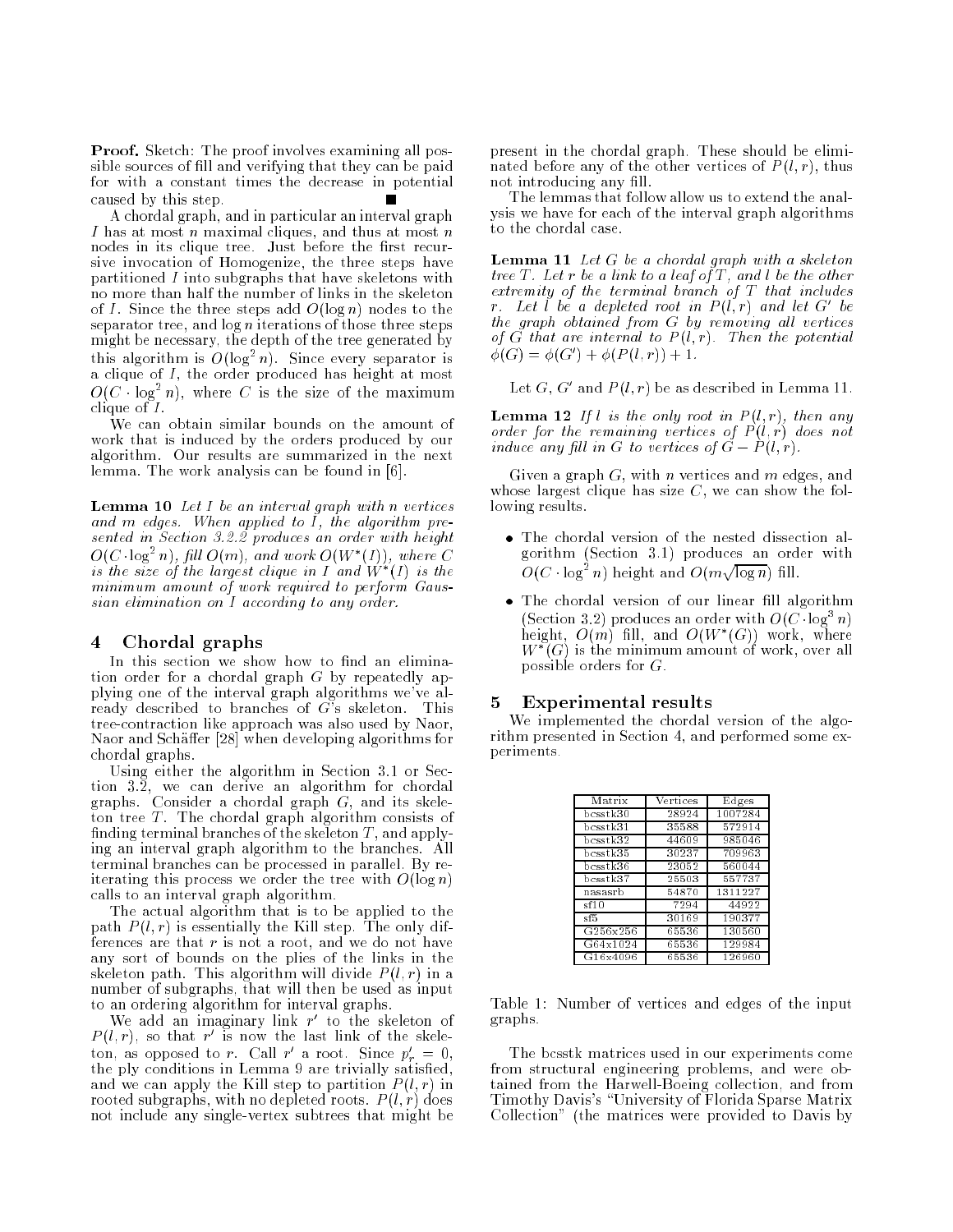**Proof.** Sketch: The proof involves examining all possible sources of fill and verifying that they can be paid for with a constant times the decrease in potential caused by this step. ∎

A chordal graph, and in particular an interval graph $I$ has at most $n$ maximal cliques, and thus at most $n$ nodes in its clique tree. Just before the first recursive invocation of Homogenize, the three steps have partitioned $I$ into subgraphs that have skeletons with no more than half the number of links in the skeleton of $I$. Since the three steps add $O(\log n)$ nodes to the separator tree, and $\log n$ iterations of those three steps might be necessary, the depth of the tree generated by this algorithm is $O(\log^2 n)$. Since every separator is a clique of $I$, the order produced has height at most $O(C \cdot \log^2 n)$, where $C$ is the size of the maximum clique of $I$.

We can obtain similar bounds on the amount of work that is induced by the orders produced by our algorithm. Our results are summarized in the next lemma. The work analysis can be found in [6].

**Lemma 10** *Let $I$ be an interval graph with $n$ vertices and $m$ edges. When applied to $I$, the algorithm presented in Section 3.2.2 produces an order with height $O(C \cdot \log^2 n)$, fill $O(m)$, and work $O(W^*(I))$, where $C$ is the size of the largest clique in $I$ and $W^*(I)$ is the minimum amount of work required to perform Gaussian elimination on $I$ according to any order.*

## 4 Chordal graphs

In this section we show how to find an elimination order for a chordal graph $G$ by repeatedly applying one of the interval graph algorithms we've already described to branches of $G$'s skeleton. This tree-contraction like approach was also used by Naor, Naor and Schäffer [28] when developing algorithms for chordal graphs.

Using either the algorithm in Section 3.1 or Section 3.2, we can derive an algorithm for chordal graphs. Consider a chordal graph $G$, and its skeleton tree $T$. The chordal graph algorithm consists of finding terminal branches of the skeleton $T$, and applying an interval graph algorithm to the branches. All terminal branches can be processed in parallel. By reiterating this process we order the tree with $O(\log n)$ calls to an interval graph algorithm.

The actual algorithm that is to be applied to the path $P(l, r)$ is essentially the Kill step. The only differences are that $r$ is not a root, and we do not have any sort of bounds on the plies of the links in the skeleton path. This algorithm will divide $P(l, r)$ in a number of subgraphs, that will then be used as input to an ordering algorithm for interval graphs.

We add an imaginary link $r'$ to the skeleton of $P(l, r)$, so that $r'$ is now the last link of the skeleton, as opposed to $r$. Call $r'$ a root. Since $p'_r = 0$, the ply conditions in Lemma 9 are trivially satisfied, and we can apply the Kill step to partition $P(l, r)$ in rooted subgraphs, with no depleted roots. $P(l, r)$ does not include any single-vertex subtrees that might be present in the chordal graph. These should be eliminated before any of the other vertices of $P(l, r)$, thus not introducing any fill.

The lemmas that follow allow us to extend the analysis we have for each of the interval graph algorithms to the chordal case.

**Lemma 11** *Let $G$ be a chordal graph with a skeleton tree $T$. Let $r$ be a link to a leaf of $T$, and $l$ be the other extremity of the terminal branch of $T$ that includes $r$. Let $l$ be a depleted root in $P(l, r)$ and let $G'$ be the graph obtained from $G$ by removing all vertices of $G$ that are internal to $P(l, r)$. Then the potential $\phi(G) = \phi(G') + \phi(P(l, r)) + 1$.*

Let $G$, $G'$ and $P(l, r)$ be as described in Lemma 11.

**Lemma 12** *If $l$ is the only root in $P(l, r)$, then any order for the remaining vertices of $P(l, r)$ does not induce any fill in $G$ to vertices of $G - P(l, r)$.*

Given a graph $G$, with $n$ vertices and $m$ edges, and whose largest clique has size $C$, we can show the following results.

- The chordal version of the nested dissection algorithm (Section 3.1) produces an order with $O(C \cdot \log^2 n)$ height and $O(m\sqrt{\log n})$ fill.
- The chordal version of our linear fill algorithm (Section 3.2) produces an order with $O(C \cdot \log^3 n)$ height, $O(m)$ fill, and $O(W^*(G))$ work, where $W^*(G)$ is the minimum amount of work, over all possible orders for $G$.

## 5 Experimental results

We implemented the chordal version of the algorithm presented in Section 4, and performed some experiments.

| Matrix | Vertices | Edges |
|---|---|---|
| bcsstk30 | 28924 | 1007284 |
| bcsstk31 | 35588 | 572914 |
| bcsstk32 | 44609 | 985046 |
| bcsstk35 | 30237 | 709963 |
| bcsstk36 | 23052 | 560044 |
| bcsstk37 | 25503 | 557737 |
| nasasrb | 54870 | 1311227 |
| sf10 | 7294 | 44922 |
| sf5 | 30169 | 190377 |
| G256x256 | 65536 | 130560 |
| G64x1024 | 65536 | 129984 |
| G16x4096 | 65536 | 126960 |

Table 1: Number of vertices and edges of the input graphs.

The bcsstk matrices used in our experiments come from structural engineering problems, and were obtained from the Harwell-Boeing collection, and from Timothy Davis's "University of Florida Sparse Matrix Collection" (the matrices were provided to Davis by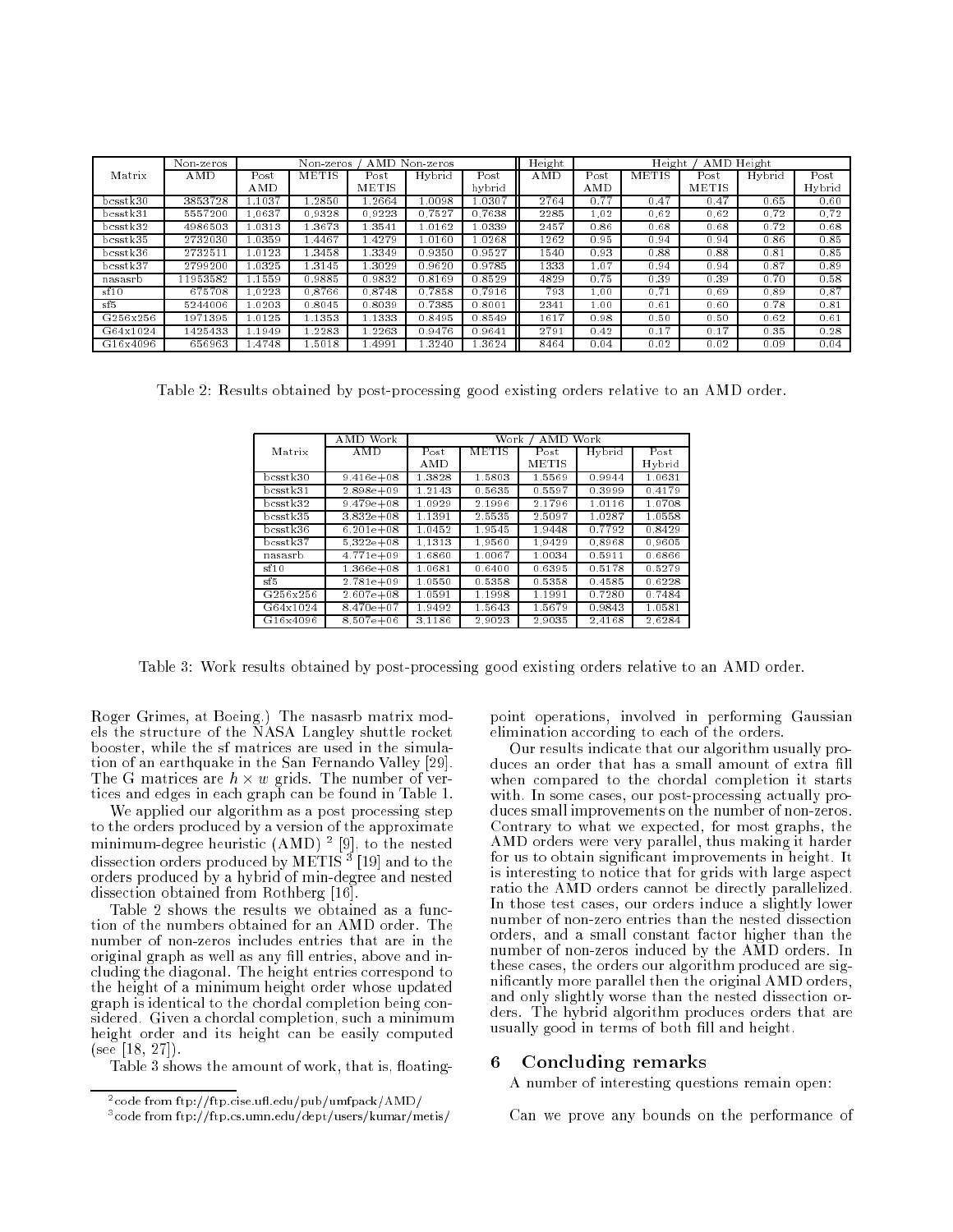| Matrix | Non-zeros | Non-zeros / AMD Non-zeros | | | | | Height | Height / AMD Height | | | | |
|---|---|---|---|---|---|---|---|---|---|---|---|---|
| | AMD | Post AMD | METIS | Post METIS | Hybrid | Post hybrid | AMD | Post AMD | METIS | Post METIS | Hybrid | Post Hybrid |
| bcsstk30 | 3853728 | 1.1037 | 1.2850 | 1.2664 | 1.0098 | 1.0307 | 2764 | 0.77 | 0.47 | 0.47 | 0.65 | 0.60 |
| bcsstk31 | 5557200 | 1.0637 | 0.9328 | 0.9223 | 0.7527 | 0.7638 | 2285 | 1.02 | 0.62 | 0.62 | 0.72 | 0.72 |
| bcsstk32 | 4986503 | 1.0313 | 1.3673 | 1.3541 | 1.0162 | 1.0339 | 2457 | 0.86 | 0.68 | 0.68 | 0.72 | 0.68 |
| bcsstk35 | 2732030 | 1.0359 | 1.4467 | 1.4279 | 1.0160 | 1.0268 | 1262 | 0.95 | 0.94 | 0.94 | 0.86 | 0.85 |
| bcsstk36 | 2732511 | 1.0123 | 1.3458 | 1.3349 | 0.9350 | 0.9527 | 1540 | 0.93 | 0.88 | 0.88 | 0.81 | 0.85 |
| bcsstk37 | 2799200 | 1.0325 | 1.3145 | 1.3029 | 0.9620 | 0.9785 | 1333 | 1.07 | 0.94 | 0.94 | 0.87 | 0.89 |
| nasasrb | 11953582 | 1.1559 | 0.9885 | 0.9832 | 0.8169 | 0.8529 | 4829 | 0.75 | 0.39 | 0.39 | 0.70 | 0.58 |
| sf10 | 675708 | 1.0223 | 0.8766 | 0.8748 | 0.7858 | 0.7916 | 793 | 1.00 | 0.71 | 0.69 | 0.89 | 0.87 |
| sf5 | 5244006 | 1.0203 | 0.8045 | 0.8039 | 0.7385 | 0.8001 | 2341 | 1.00 | 0.61 | 0.60 | 0.78 | 0.81 |
| G256x256 | 1971395 | 1.0125 | 1.1353 | 1.1333 | 0.8495 | 0.8549 | 1617 | 0.98 | 0.50 | 0.50 | 0.62 | 0.61 |
| G64x1024 | 1425433 | 1.1949 | 1.2283 | 1.2263 | 0.9476 | 0.9641 | 2791 | 0.42 | 0.17 | 0.17 | 0.35 | 0.28 |
| G16x4096 | 656963 | 1.4748 | 1.5018 | 1.4991 | 1.3240 | 1.3624 | 8464 | 0.04 | 0.02 | 0.02 | 0.09 | 0.04 |

Table 2: Results obtained by post-processing good existing orders relative to an AMD order.

| Matrix | AMD Work | Work / AMD Work | | | | |
|---|---|---|---|---|---|---|
| | AMD | Post AMD | METIS | Post METIS | Hybrid | Post Hybrid |
| bcsstk30 | 9.416e+08 | 1.3828 | 1.5803 | 1.5569 | 0.9944 | 1.0631 |
| bcsstk31 | 2.898e+09 | 1.2143 | 0.5635 | 0.5597 | 0.3999 | 0.4179 |
| bcsstk32 | 9.479e+08 | 1.0929 | 2.1996 | 2.1796 | 1.0116 | 1.0708 |
| bcsstk35 | 3.832e+08 | 1.1391 | 2.5535 | 2.5097 | 1.0287 | 1.0558 |
| bcsstk36 | 6.201e+08 | 1.0452 | 1.9545 | 1.9448 | 0.7792 | 0.8429 |
| bcsstk37 | 5.322e+08 | 1.1313 | 1.9560 | 1.9429 | 0.8968 | 0.9605 |
| nasasrb | 4.771e+09 | 1.6860 | 1.0067 | 1.0034 | 0.5911 | 0.6866 |
| sf10 | 1.366e+08 | 1.0681 | 0.6400 | 0.6395 | 0.5178 | 0.5279 |
| sf5 | 2.781e+09 | 1.0550 | 0.5358 | 0.5358 | 0.4585 | 0.6228 |
| G256x256 | 2.607e+08 | 1.0591 | 1.1998 | 1.1991 | 0.7280 | 0.7484 |
| G64x1024 | 8.470e+07 | 1.9492 | 1.5643 | 1.5679 | 0.9843 | 1.0581 |
| G16x4096 | 8.507e+06 | 3.1186 | 2.9023 | 2.9035 | 2.4168 | 2.6284 |

Table 3: Work results obtained by post-processing good existing orders relative to an AMD order.

Roger Grimes, at Boeing.) The nasasrb matrix models the structure of the NASA Langley shuttle rocket booster, while the sf matrices are used in the simulation of an earthquake in the San Fernando Valley [29]. The G matrices are $h \times w$ grids. The number of vertices and edges in each graph can be found in Table 1.

We applied our algorithm as a post processing step to the orders produced by a version of the approximate minimum-degree heuristic (AMD) [2] [9], to the nested dissection orders produced by METIS [3] [19] and to the orders produced by a hybrid of min-degree and nested dissection obtained from Rothberg [16].

Table 2 shows the results we obtained as a function of the numbers obtained for an AMD order. The number of non-zeros includes entries that are in the original graph as well as any fill entries, above and including the diagonal. The height entries correspond to the height of a minimum height order whose updated graph is identical to the chordal completion being considered. Given a chordal completion, such a minimum height order and its height can be easily computed (see [18, 27]).

Table 3 shows the amount of work, that is, floating-point operations, involved in performing Gaussian elimination according to each of the orders.

Our results indicate that our algorithm usually produces an order that has a small amount of extra fill when compared to the chordal completion it starts with. In some cases, our post-processing actually produces small improvements on the number of non-zeros. Contrary to what we expected, for most graphs, the AMD orders were very parallel, thus making it harder for us to obtain significant improvements in height. It is interesting to notice that for grids with large aspect ratio the AMD orders cannot be directly parallelized. In those test cases, our orders induce a slightly lower number of non-zero entries than the nested dissection orders, and a small constant factor higher than the number of non-zeros induced by the AMD orders. In these cases, the orders our algorithm produced are significantly more parallel then the original AMD orders, and only slightly worse than the nested dissection orders. The hybrid algorithm produces orders that are usually good in terms of both fill and height.

## 6 Concluding remarks

A number of interesting questions remain open:

Can we prove any bounds on the performance of

[2] code from ftp://ftp.cise.ufl.edu/pub/umfpack/AMD/

[3] code from ftp://ftp.cs.umn.edu/dept/users/kumar/metis/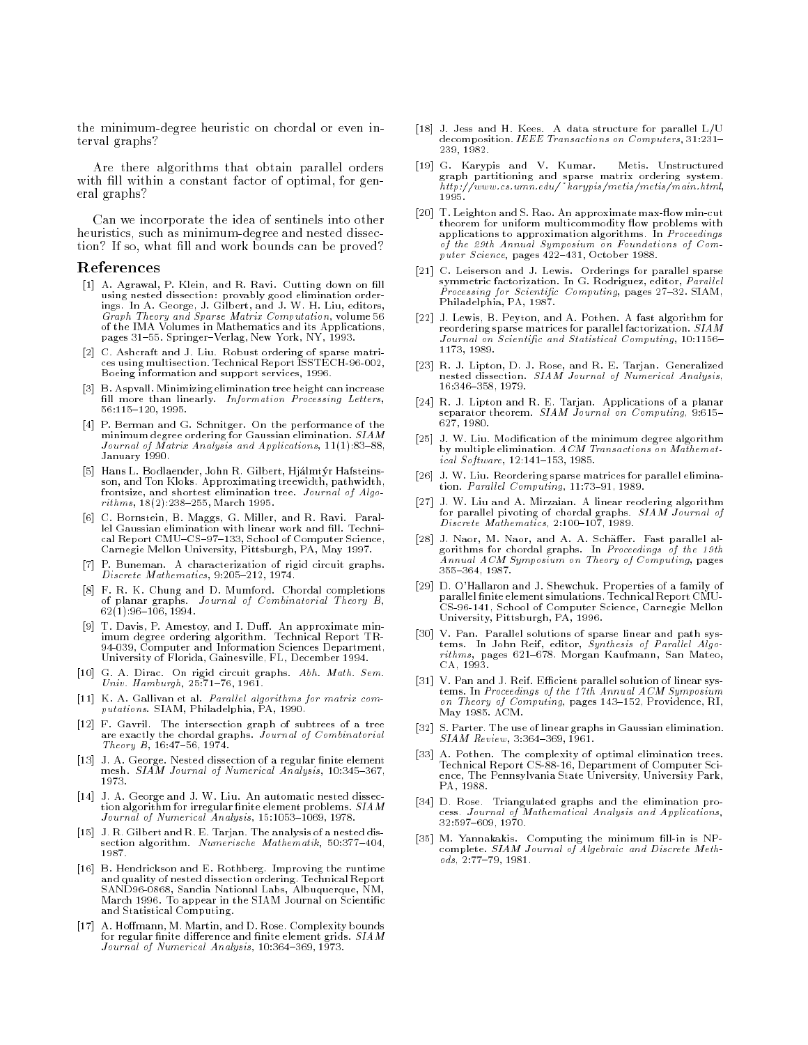the minimum-degree heuristic on chordal or even interval graphs?

Are there algorithms that obtain parallel orders with fill within a constant factor of optimal, for general graphs?

Can we incorporate the idea of sentinels into other heuristics, such as minimum-degree and nested dissection? If so, what fill and work bounds can be proved?

## References

[1] A. Agrawal, P. Klein, and R. Ravi. Cutting down on fill using nested dissection: provably good elimination orderings. In A. George, J. Gilbert, and J. W. H. Liu, editors, *Graph Theory and Sparse Matrix Computation*, volume 56 of the IMA Volumes in Mathematics and its Applications, pages 31–55. Springer–Verlag, New York, NY, 1993.

[2] C. Ashcraft and J. Liu. Robust ordering of sparse matrices using multisection. Technical Report ISSTECH-96-002, Boeing information and support services, 1996.

[3] B. Aspvall. Minimizing elimination tree height can increase fill more than linearly. *Information Processing Letters*, 56:115–120, 1995.

[4] P. Berman and G. Schnitger. On the performance of the minimum degree ordering for Gaussian elimination. *SIAM Journal of Matrix Analysis and Applications*, 11(1):83–88, January 1990.

[5] Hans L. Bodlaender, John R. Gilbert, Hjálmtýr Hafsteinsson, and Ton Kloks. Approximating treewidth, pathwidth, frontsize, and shortest elimination tree. *Journal of Algorithms*, 18(2):238–255, March 1995.

[6] C. Bornstein, B. Maggs, G. Miller, and R. Ravi. Parallel Gaussian elimination with linear work and fill. Technical Report CMU–CS–97–133, School of Computer Science, Carnegie Mellon University, Pittsburgh, PA, May 1997.

[7] P. Buneman. A characterization of rigid circuit graphs. *Discrete Mathematics*, 9:205–212, 1974.

[8] F. R. K. Chung and D. Mumford. Chordal completions of planar graphs. *Journal of Combinatorial Theory B*, 62(1):96–106, 1994.

[9] T. Davis, P. Amestoy, and I. Duff. An approximate minimum degree ordering algorithm. Technical Report TR-94-039, Computer and Information Sciences Department, University of Florida, Gainesville, FL, December 1994.

[10] G. A. Dirac. On rigid circuit graphs. *Abh. Math. Sem. Univ. Hamburgh*, 25:71–76, 1961.

[11] K. A. Gallivan et al. *Parallel algorithms for matrix computations*. SIAM, Philadelphia, PA, 1990.

[12] F. Gavril. The intersection graph of subtrees of a tree are exactly the chordal graphs. *Journal of Combinatorial Theory B*, 16:47–56, 1974.

[13] J. A. George. Nested dissection of a regular finite element mesh. *SIAM Journal of Numerical Analysis*, 10:345–367, 1973.

[14] J. A. George and J. W. Liu. An automatic nested dissection algorithm for irregular finite element problems. *SIAM Journal of Numerical Analysis*, 15:1053–1069, 1978.

[15] J. R. Gilbert and R. E. Tarjan. The analysis of a nested dissection algorithm. *Numerische Mathematik*, 50:377–404, 1987.

[16] B. Hendrickson and E. Rothberg. Improving the runtime and quality of nested dissection ordering. Technical Report SAND96-0868, Sandia National Labs, Albuquerque, NM, March 1996. To appear in the SIAM Journal on Scientific and Statistical Computing.

[17] A. Hoffmann, M. Martin, and D. Rose. Complexity bounds for regular finite difference and finite element grids. *SIAM Journal of Numerical Analysis*, 10:364–369, 1973.

[18] J. Jess and H. Kees. A data structure for parallel L/U decomposition. *IEEE Transactions on Computers*, 31:231–239, 1982.

[19] G. Karypis and V. Kumar. Metis. Unstructured graph partitioning and sparse matrix ordering system. *http://www.cs.umn.edu/˜karypis/metis/metis/main.html*, 1995.

[20] T. Leighton and S. Rao. An approximate max-flow min-cut theorem for uniform multicommodity flow problems with applications to approximation algorithms. In *Proceedings of the 29th Annual Symposium on Foundations of Computer Science*, pages 422–431, October 1988.

[21] C. Leiserson and J. Lewis. Orderings for parallel sparse symmetric factorization. In G. Rodriguez, editor, *Parallel Processing for Scientific Computing*, pages 27–32. SIAM, Philadelphia, PA, 1987.

[22] J. Lewis, B. Peyton, and A. Pothen. A fast algorithm for reordering sparse matrices for parallel factorization. *SIAM Journal on Scientific and Statistical Computing*, 10:1156–1173, 1989.

[23] R. J. Lipton, D. J. Rose, and R. E. Tarjan. Generalized nested dissection. *SIAM Journal of Numerical Analysis*, 16:346–358, 1979.

[24] R. J. Lipton and R. E. Tarjan. Applications of a planar separator theorem. *SIAM Journal on Computing*, 9:615–627, 1980.

[25] J. W. Liu. Modification of the minimum degree algorithm by multiple elimination. *ACM Transactions on Mathematical Software*, 12:141–153, 1985.

[26] J. W. Liu. Reordering sparse matrices for parallel elimination. *Parallel Computing*, 11:73–91, 1989.

[27] J. W. Liu and A. Mirzaian. A linear reodering algorithm for parallel pivoting of chordal graphs. *SIAM Journal of Discrete Mathematics*, 2:100–107, 1989.

[28] J. Naor, M. Naor, and A. A. Schäffer. Fast parallel algorithms for chordal graphs. In *Proceedings of the 19th Annual ACM Symposium on Theory of Computing*, pages 355–364, 1987.

[29] D. O'Hallaron and J. Shewchuk. Properties of a family of parallel finite element simulations. Technical Report CMU-CS-96-141, School of Computer Science, Carnegie Mellon University, Pittsburgh, PA, 1996.

[30] V. Pan. Parallel solutions of sparse linear and path systems. In John Reif, editor, *Synthesis of Parallel Algorithms*, pages 621–678. Morgan Kaufmann, San Mateo, CA, 1993.

[31] V. Pan and J. Reif. Efficient parallel solution of linear systems. In *Proceedings of the 17th Annual ACM Symposium on Theory of Computing*, pages 143–152, Providence, RI, May 1985. ACM.

[32] S. Parter. The use of linear graphs in Gaussian elimination. *SIAM Review*, 3:364–369, 1961.

[33] A. Pothen. The complexity of optimal elimination trees. Technical Report CS-88-16, Department of Computer Science, The Pennsylvania State University, University Park, PA, 1988.

[34] D. Rose. Triangulated graphs and the elimination process. *Journal of Mathematical Analysis and Applications*, 32:597–609, 1970.

[35] M. Yannakakis. Computing the minimum fill-in is NP-complete. *SIAM Journal of Algebraic and Discrete Methods*, 2:77–79, 1981.